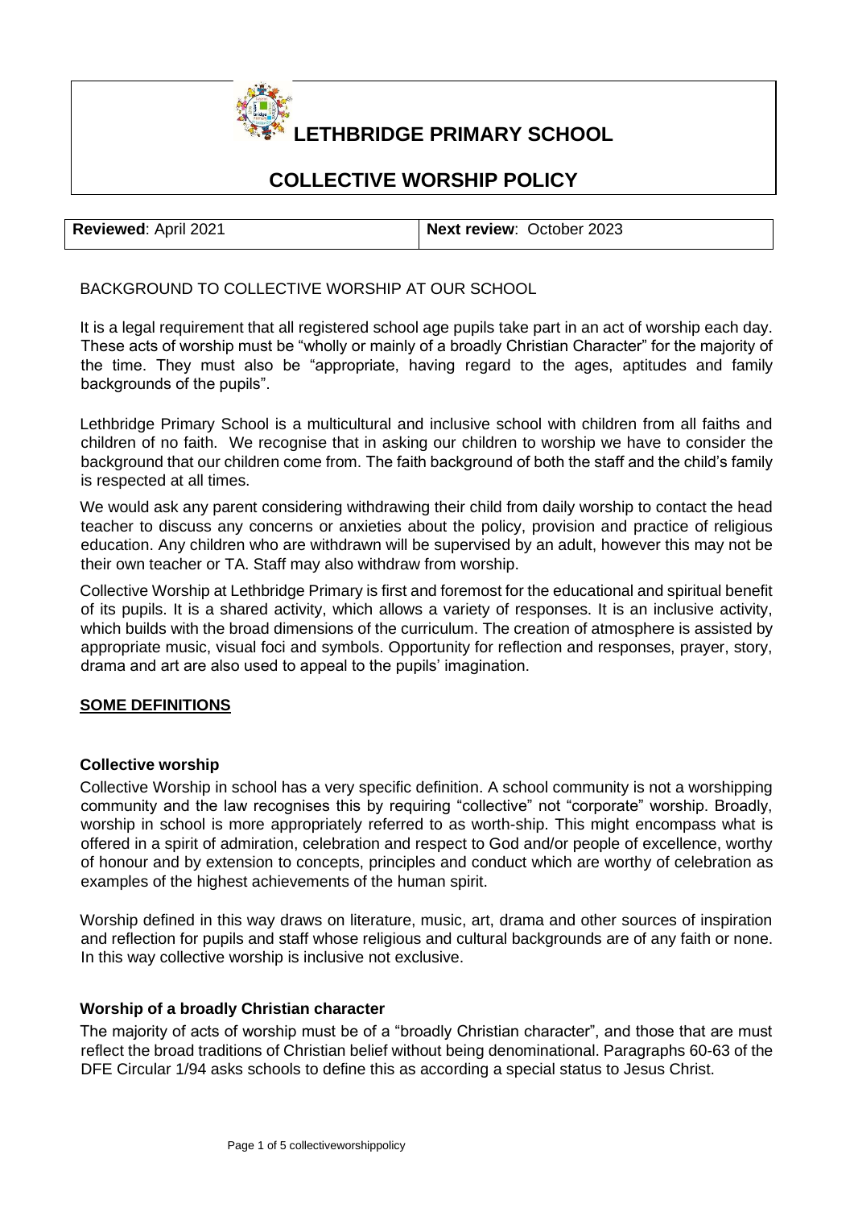# LETHBRIDGE PRIMARY SCHOOL

## COLLECTIVE WORSHIP POLICY

| **Reviewed**: April 2021 | **Next review**: October 2023 |
|---|---|

BACKGROUND TO COLLECTIVE WORSHIP AT OUR SCHOOL

It is a legal requirement that all registered school age pupils take part in an act of worship each day. These acts of worship must be "wholly or mainly of a broadly Christian Character" for the majority of the time. They must also be "appropriate, having regard to the ages, aptitudes and family backgrounds of the pupils".

Lethbridge Primary School is a multicultural and inclusive school with children from all faiths and children of no faith. We recognise that in asking our children to worship we have to consider the background that our children come from. The faith background of both the staff and the child's family is respected at all times.

We would ask any parent considering withdrawing their child from daily worship to contact the head teacher to discuss any concerns or anxieties about the policy, provision and practice of religious education. Any children who are withdrawn will be supervised by an adult, however this may not be their own teacher or TA. Staff may also withdraw from worship.

Collective Worship at Lethbridge Primary is first and foremost for the educational and spiritual benefit of its pupils. It is a shared activity, which allows a variety of responses. It is an inclusive activity, which builds with the broad dimensions of the curriculum. The creation of atmosphere is assisted by appropriate music, visual foci and symbols. Opportunity for reflection and responses, prayer, story, drama and art are also used to appeal to the pupils' imagination.

**SOME DEFINITIONS**

### Collective worship

Collective Worship in school has a very specific definition. A school community is not a worshipping community and the law recognises this by requiring "collective" not "corporate" worship. Broadly, worship in school is more appropriately referred to as worth-ship. This might encompass what is offered in a spirit of admiration, celebration and respect to God and/or people of excellence, worthy of honour and by extension to concepts, principles and conduct which are worthy of celebration as examples of the highest achievements of the human spirit.

Worship defined in this way draws on literature, music, art, drama and other sources of inspiration and reflection for pupils and staff whose religious and cultural backgrounds are of any faith or none. In this way collective worship is inclusive not exclusive.

### Worship of a broadly Christian character

The majority of acts of worship must be of a "broadly Christian character", and those that are must reflect the broad traditions of Christian belief without being denominational. Paragraphs 60-63 of the DFE Circular 1/94 asks schools to define this as according a special status to Jesus Christ.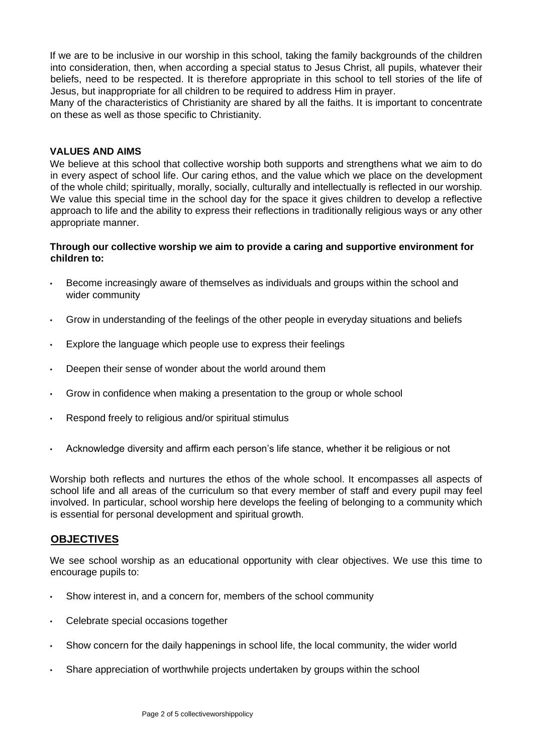If we are to be inclusive in our worship in this school, taking the family backgrounds of the children into consideration, then, when according a special status to Jesus Christ, all pupils, whatever their beliefs, need to be respected. It is therefore appropriate in this school to tell stories of the life of Jesus, but inappropriate for all children to be required to address Him in prayer.
Many of the characteristics of Christianity are shared by all the faiths. It is important to concentrate on these as well as those specific to Christianity.

## VALUES AND AIMS

We believe at this school that collective worship both supports and strengthens what we aim to do in every aspect of school life. Our caring ethos, and the value which we place on the development of the whole child; spiritually, morally, socially, culturally and intellectually is reflected in our worship. We value this special time in the school day for the space it gives children to develop a reflective approach to life and the ability to express their reflections in traditionally religious ways or any other appropriate manner.

**Through our collective worship we aim to provide a caring and supportive environment for children to:**

- Become increasingly aware of themselves as individuals and groups within the school and wider community
- Grow in understanding of the feelings of the other people in everyday situations and beliefs
- Explore the language which people use to express their feelings
- Deepen their sense of wonder about the world around them
- Grow in confidence when making a presentation to the group or whole school
- Respond freely to religious and/or spiritual stimulus
- Acknowledge diversity and affirm each person's life stance, whether it be religious or not

Worship both reflects and nurtures the ethos of the whole school. It encompasses all aspects of school life and all areas of the curriculum so that every member of staff and every pupil may feel involved. In particular, school worship here develops the feeling of belonging to a community which is essential for personal development and spiritual growth.

## OBJECTIVES

We see school worship as an educational opportunity with clear objectives. We use this time to encourage pupils to:

- Show interest in, and a concern for, members of the school community
- Celebrate special occasions together
- Show concern for the daily happenings in school life, the local community, the wider world
- Share appreciation of worthwhile projects undertaken by groups within the school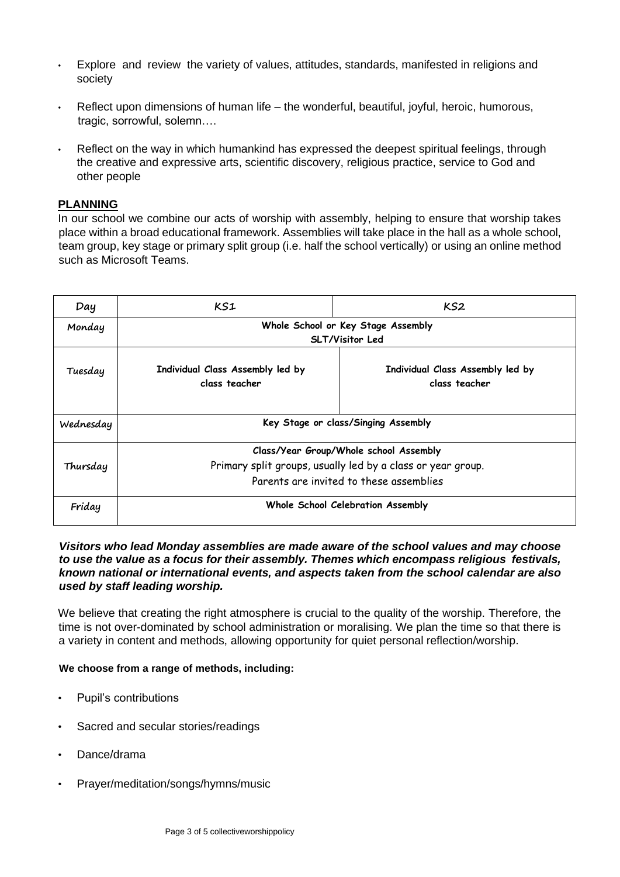- Explore and review the variety of values, attitudes, standards, manifested in religions and society
- Reflect upon dimensions of human life – the wonderful, beautiful, joyful, heroic, humorous, tragic, sorrowful, solemn….
- Reflect on the way in which humankind has expressed the deepest spiritual feelings, through the creative and expressive arts, scientific discovery, religious practice, service to God and other people

## PLANNING

In our school we combine our acts of worship with assembly, helping to ensure that worship takes place within a broad educational framework. Assemblies will take place in the hall as a whole school, team group, key stage or primary split group (i.e. half the school vertically) or using an online method such as Microsoft Teams.

| Day | KS1 | KS2 |
| --- | --- | --- |
| Monday | **Whole School or Key Stage Assembly SLT/Visitor Led** | |
| Tuesday | **Individual Class Assembly led by class teacher** | **Individual Class Assembly led by class teacher** |
| Wednesday | **Key Stage or class/Singing Assembly** | |
| Thursday | Class/Year Group/Whole school Assembly<br>Primary split groups, usually led by a class or year group.<br>Parents are invited to these assemblies | |
| Friday | **Whole School Celebration Assembly** | |

***Visitors who lead Monday assemblies are made aware of the school values and may choose to use the value as a focus for their assembly. Themes which encompass religious festivals, known national or international events, and aspects taken from the school calendar are also used by staff leading worship.***

We believe that creating the right atmosphere is crucial to the quality of the worship. Therefore, the time is not over-dominated by school administration or moralising. We plan the time so that there is a variety in content and methods, allowing opportunity for quiet personal reflection/worship.

**We choose from a range of methods, including:**

- Pupil's contributions
- Sacred and secular stories/readings
- Dance/drama
- Prayer/meditation/songs/hymns/music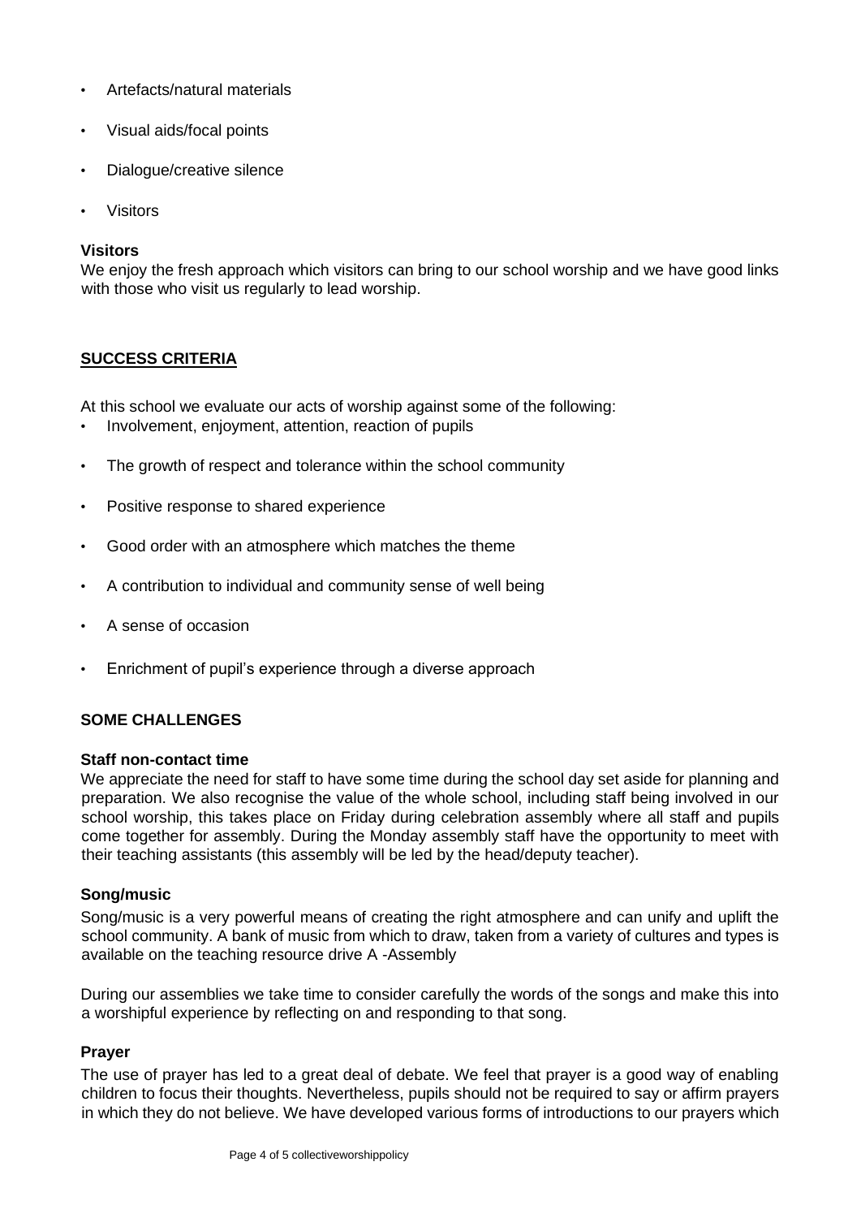- Artefacts/natural materials
- Visual aids/focal points
- Dialogue/creative silence
- Visitors

### Visitors

We enjoy the fresh approach which visitors can bring to our school worship and we have good links with those who visit us regularly to lead worship.

## SUCCESS CRITERIA

At this school we evaluate our acts of worship against some of the following:

- Involvement, enjoyment, attention, reaction of pupils
- The growth of respect and tolerance within the school community
- Positive response to shared experience
- Good order with an atmosphere which matches the theme
- A contribution to individual and community sense of well being
- A sense of occasion
- Enrichment of pupil's experience through a diverse approach

## SOME CHALLENGES

### Staff non-contact time

We appreciate the need for staff to have some time during the school day set aside for planning and preparation. We also recognise the value of the whole school, including staff being involved in our school worship, this takes place on Friday during celebration assembly where all staff and pupils come together for assembly. During the Monday assembly staff have the opportunity to meet with their teaching assistants (this assembly will be led by the head/deputy teacher).

### Song/music

Song/music is a very powerful means of creating the right atmosphere and can unify and uplift the school community. A bank of music from which to draw, taken from a variety of cultures and types is available on the teaching resource drive A -Assembly

During our assemblies we take time to consider carefully the words of the songs and make this into a worshipful experience by reflecting on and responding to that song.

### Prayer

The use of prayer has led to a great deal of debate. We feel that prayer is a good way of enabling children to focus their thoughts. Nevertheless, pupils should not be required to say or affirm prayers in which they do not believe. We have developed various forms of introductions to our prayers which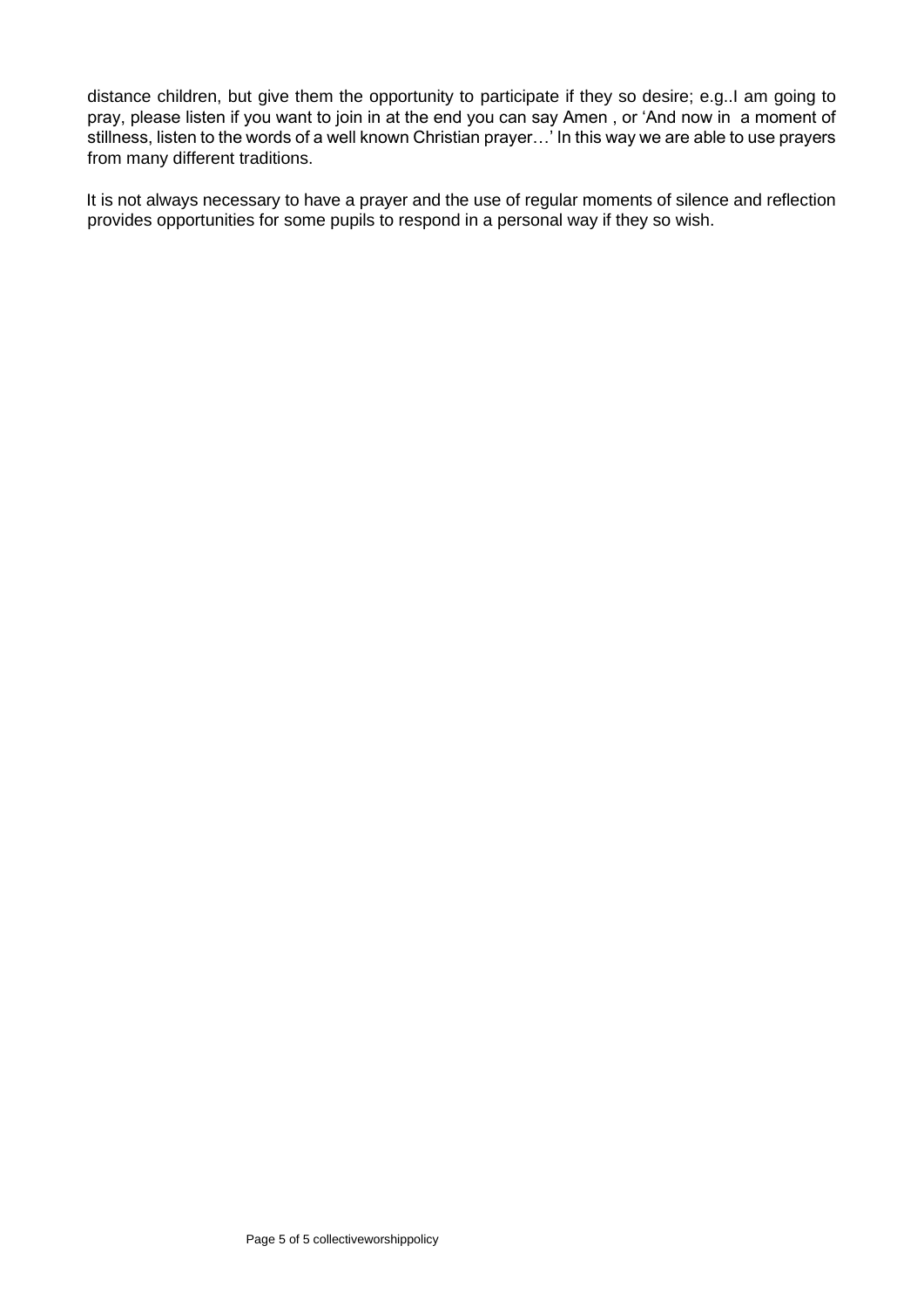distance children, but give them the opportunity to participate if they so desire; e.g..I am going to pray, please listen if you want to join in at the end you can say Amen , or 'And now in a moment of stillness, listen to the words of a well known Christian prayer…' In this way we are able to use prayers from many different traditions.

It is not always necessary to have a prayer and the use of regular moments of silence and reflection provides opportunities for some pupils to respond in a personal way if they so wish.